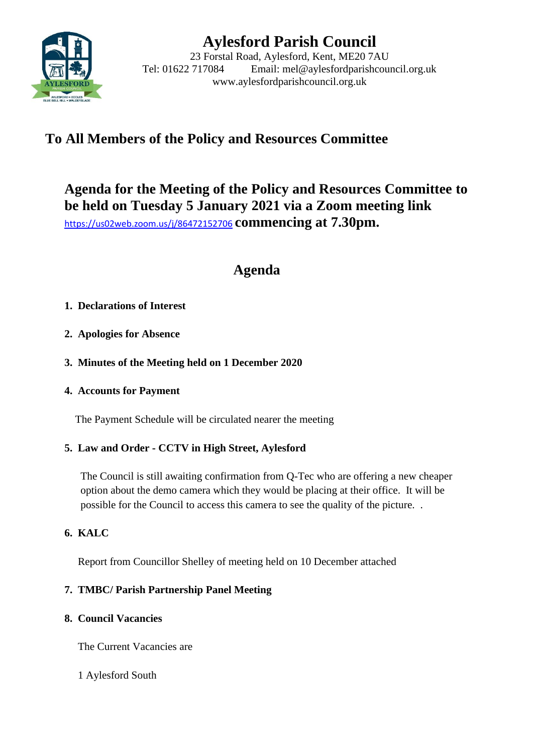# Aylesford Parish Council

23 Forstal Road, Aylesford, Kent, ME20 7AU
Tel: 01622 717084 Email: mel@aylesfordparishcouncil.org.uk
www.aylesfordparishcouncil.org.uk

## To All Members of the Policy and Resources Committee

## Agenda for the Meeting of the Policy and Resources Committee to be held on Tuesday 5 January 2021 via a Zoom meeting link https://us02web.zoom.us/j/86472152706 commencing at 7.30pm.

## Agenda

1. **Declarations of Interest**
2. **Apologies for Absence**
3. **Minutes of the Meeting held on 1 December 2020**
4. **Accounts for Payment**

   The Payment Schedule will be circulated nearer the meeting

5. **Law and Order - CCTV in High Street, Aylesford**

   The Council is still awaiting confirmation from Q-Tec who are offering a new cheaper option about the demo camera which they would be placing at their office. It will be possible for the Council to access this camera to see the quality of the picture. .

6. **KALC**

   Report from Councillor Shelley of meeting held on 10 December attached

7. **TMBC/ Parish Partnership Panel Meeting**
8. **Council Vacancies**

   The Current Vacancies are

   1 Aylesford South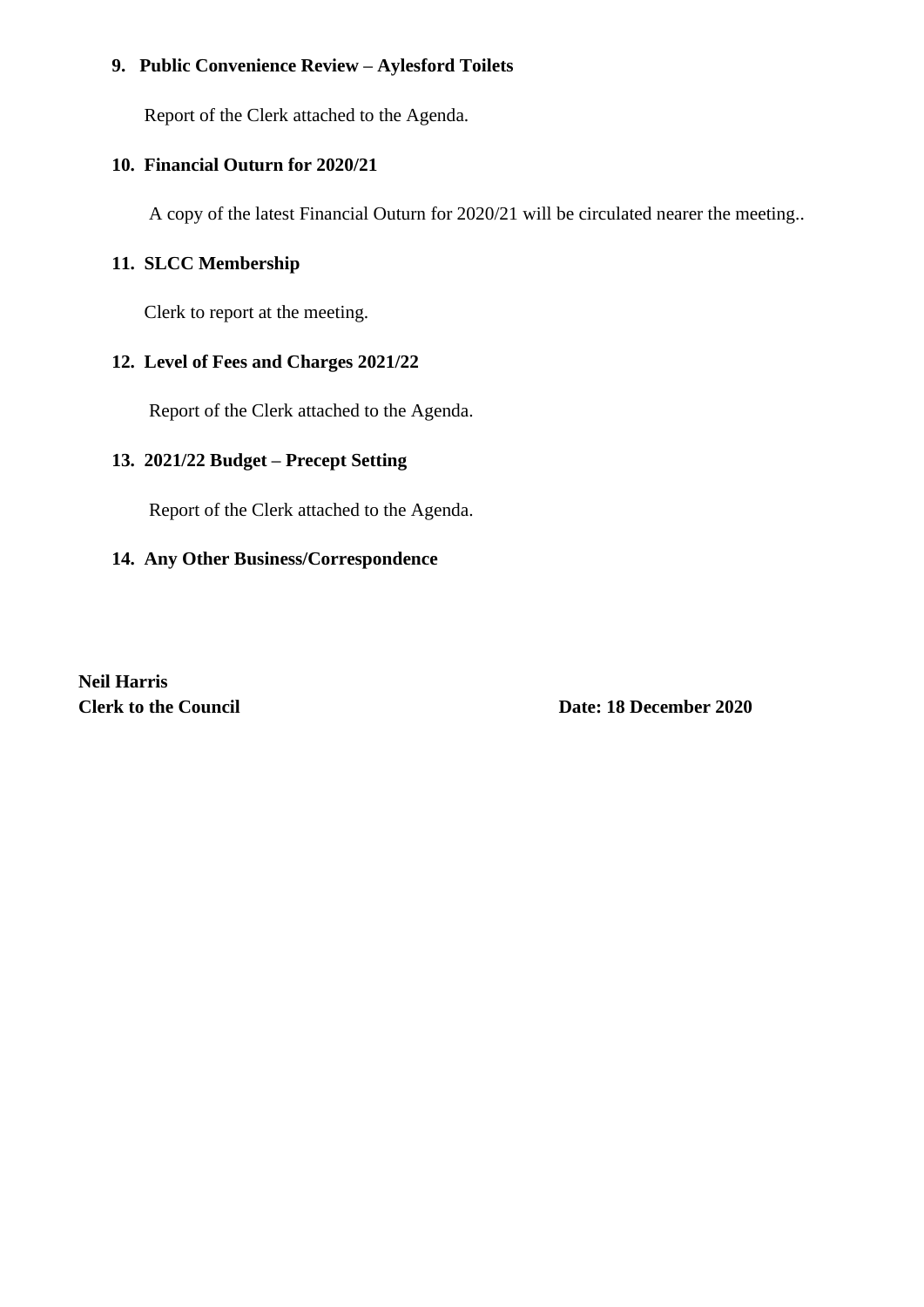**9. Public Convenience Review – Aylesford Toilets**

Report of the Clerk attached to the Agenda.

**10. Financial Outurn for 2020/21**

A copy of the latest Financial Outurn for 2020/21 will be circulated nearer the meeting..

**11. SLCC Membership**

Clerk to report at the meeting.

**12. Level of Fees and Charges 2021/22**

Report of the Clerk attached to the Agenda.

**13. 2021/22 Budget – Precept Setting**

Report of the Clerk attached to the Agenda.

**14. Any Other Business/Correspondence**

**Neil Harris**
**Clerk to the Council** **Date: 18 December 2020**